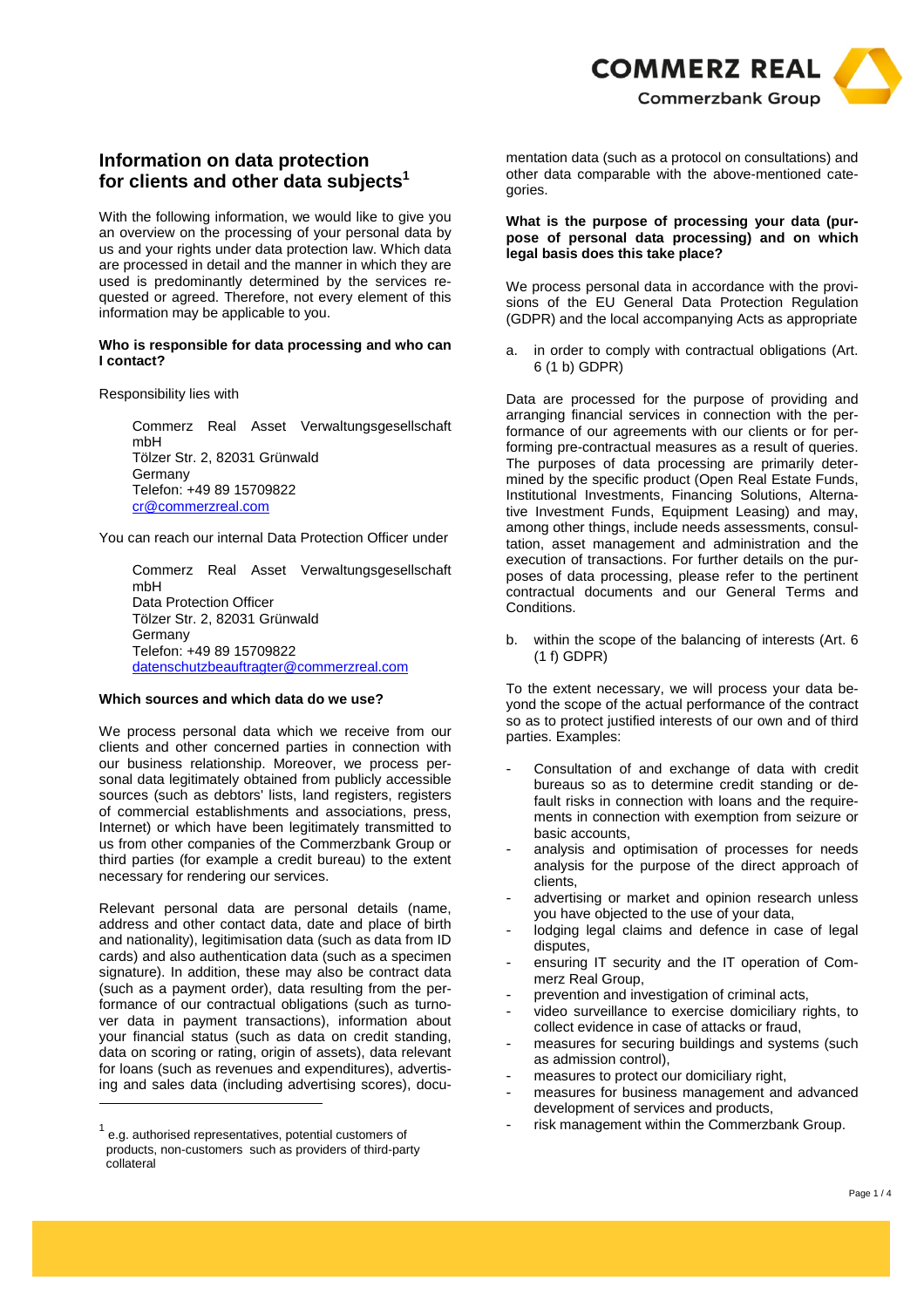# Information on data protection for clients and other data subjects[1]

With the following information, we would like to give you an overview on the processing of your personal data by us and your rights under data protection law. Which data are processed in detail and the manner in which they are used is predominantly determined by the services requested or agreed. Therefore, not every element of this information may be applicable to you.

**Who is responsible for data processing and who can I contact?**

Responsibility lies with

> Commerz Real Asset Verwaltungsgesellschaft mbH
> Tölzer Str. 2, 82031 Grünwald
> Germany
> Telefon: +49 89 15709822
> cr@commerzreal.com

You can reach our internal Data Protection Officer under

> Commerz Real Asset Verwaltungsgesellschaft mbH
> Data Protection Officer
> Tölzer Str. 2, 82031 Grünwald
> Germany
> Telefon: +49 89 15709822
> datenschutzbeauftragter@commerzreal.com

**Which sources and which data do we use?**

We process personal data which we receive from our clients and other concerned parties in connection with our business relationship. Moreover, we process personal data legitimately obtained from publicly accessible sources (such as debtors' lists, land registers, registers of commercial establishments and associations, press, Internet) or which have been legitimately transmitted to us from other companies of the Commerzbank Group or third parties (for example a credit bureau) to the extent necessary for rendering our services.

Relevant personal data are personal details (name, address and other contact data, date and place of birth and nationality), legitimisation data (such as data from ID cards) and also authentication data (such as a specimen signature). In addition, these may also be contract data (such as a payment order), data resulting from the performance of our contractual obligations (such as turnover data in payment transactions), information about your financial status (such as data on credit standing, data on scoring or rating, origin of assets), data relevant for loans (such as revenues and expenditures), advertising and sales data (including advertising scores), documentation data (such as a protocol on consultations) and other data comparable with the above-mentioned categories.

**What is the purpose of processing your data (purpose of personal data processing) and on which legal basis does this take place?**

We process personal data in accordance with the provisions of the EU General Data Protection Regulation (GDPR) and the local accompanying Acts as appropriate

a. in order to comply with contractual obligations (Art. 6 (1 b) GDPR)

Data are processed for the purpose of providing and arranging financial services in connection with the performance of our agreements with our clients or for performing pre-contractual measures as a result of queries. The purposes of data processing are primarily determined by the specific product (Open Real Estate Funds, Institutional Investments, Financing Solutions, Alternative Investment Funds, Equipment Leasing) and may, among other things, include needs assessments, consultation, asset management and administration and the execution of transactions. For further details on the purposes of data processing, please refer to the pertinent contractual documents and our General Terms and Conditions.

b. within the scope of the balancing of interests (Art. 6 (1 f) GDPR)

To the extent necessary, we will process your data beyond the scope of the actual performance of the contract so as to protect justified interests of our own and of third parties. Examples:

- Consultation of and exchange of data with credit bureaus so as to determine credit standing or default risks in connection with loans and the requirements in connection with exemption from seizure or basic accounts,
- analysis and optimisation of processes for needs analysis for the purpose of the direct approach of clients,
- advertising or market and opinion research unless you have objected to the use of your data,
- lodging legal claims and defence in case of legal disputes,
- ensuring IT security and the IT operation of Commerz Real Group,
- prevention and investigation of criminal acts,
- video surveillance to exercise domiciliary rights, to collect evidence in case of attacks or fraud,
- measures for securing buildings and systems (such as admission control),
- measures to protect our domiciliary right,
- measures for business management and advanced development of services and products,
- risk management within the Commerzbank Group.

---

[1] e.g. authorised representatives, potential customers of products, non-customers such as providers of third-party collateral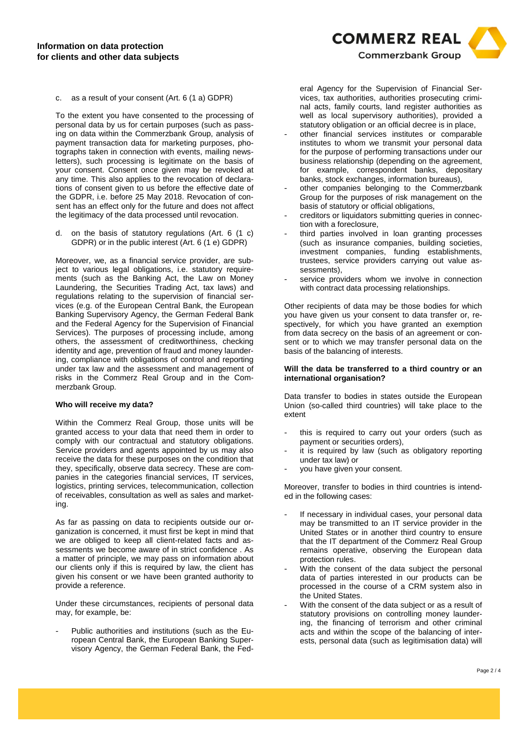c. as a result of your consent (Art. 6 (1 a) GDPR)

To the extent you have consented to the processing of personal data by us for certain purposes (such as passing on data within the Commerzbank Group, analysis of payment transaction data for marketing purposes, photographs taken in connection with events, mailing newsletters), such processing is legitimate on the basis of your consent. Consent once given may be revoked at any time. This also applies to the revocation of declarations of consent given to us before the effective date of the GDPR, i.e. before 25 May 2018. Revocation of consent has an effect only for the future and does not affect the legitimacy of the data processed until revocation.

d. on the basis of statutory regulations (Art. 6 (1 c) GDPR) or in the public interest (Art. 6 (1 e) GDPR)

Moreover, we, as a financial service provider, are subject to various legal obligations, i.e. statutory requirements (such as the Banking Act, the Law on Money Laundering, the Securities Trading Act, tax laws) and regulations relating to the supervision of financial services (e.g. of the European Central Bank, the European Banking Supervisory Agency, the German Federal Bank and the Federal Agency for the Supervision of Financial Services). The purposes of processing include, among others, the assessment of creditworthiness, checking identity and age, prevention of fraud and money laundering, compliance with obligations of control and reporting under tax law and the assessment and management of risks in the Commerz Real Group and in the Commerzbank Group.

**Who will receive my data?**

Within the Commerz Real Group, those units will be granted access to your data that need them in order to comply with our contractual and statutory obligations. Service providers and agents appointed by us may also receive the data for these purposes on the condition that they, specifically, observe data secrecy. These are companies in the categories financial services, IT services, logistics, printing services, telecommunication, collection of receivables, consultation as well as sales and marketing.

As far as passing on data to recipients outside our organization is concerned, it must first be kept in mind that we are obliged to keep all client-related facts and assessments we become aware of in strict confidence . As a matter of principle, we may pass on information about our clients only if this is required by law, the client has given his consent or we have been granted authority to provide a reference.

Under these circumstances, recipients of personal data may, for example, be:

- Public authorities and institutions (such as the European Central Bank, the European Banking Supervisory Agency, the German Federal Bank, the Federal Agency for the Supervision of Financial Services, tax authorities, authorities prosecuting criminal acts, family courts, land register authorities as well as local supervisory authorities), provided a statutory obligation or an official decree is in place,
- other financial services institutes or comparable institutes to whom we transmit your personal data for the purpose of performing transactions under our business relationship (depending on the agreement, for example, correspondent banks, depositary banks, stock exchanges, information bureaus),
- other companies belonging to the Commerzbank Group for the purposes of risk management on the basis of statutory or official obligations,
- creditors or liquidators submitting queries in connection with a foreclosure,
- third parties involved in loan granting processes (such as insurance companies, building societies, investment companies, funding establishments, trustees, service providers carrying out value assessments),
- service providers whom we involve in connection with contract data processing relationships.

Other recipients of data may be those bodies for which you have given us your consent to data transfer or, respectively, for which you have granted an exemption from data secrecy on the basis of an agreement or consent or to which we may transfer personal data on the basis of the balancing of interests.

**Will the data be transferred to a third country or an international organisation?**

Data transfer to bodies in states outside the European Union (so-called third countries) will take place to the extent

- this is required to carry out your orders (such as payment or securities orders),
- it is required by law (such as obligatory reporting under tax law) or
- you have given your consent.

Moreover, transfer to bodies in third countries is intended in the following cases:

- If necessary in individual cases, your personal data may be transmitted to an IT service provider in the United States or in another third country to ensure that the IT department of the Commerz Real Group remains operative, observing the European data protection rules.
- With the consent of the data subject the personal data of parties interested in our products can be processed in the course of a CRM system also in the United States.
- With the consent of the data subject or as a result of statutory provisions on controlling money laundering, the financing of terrorism and other criminal acts and within the scope of the balancing of interests, personal data (such as legitimisation data) will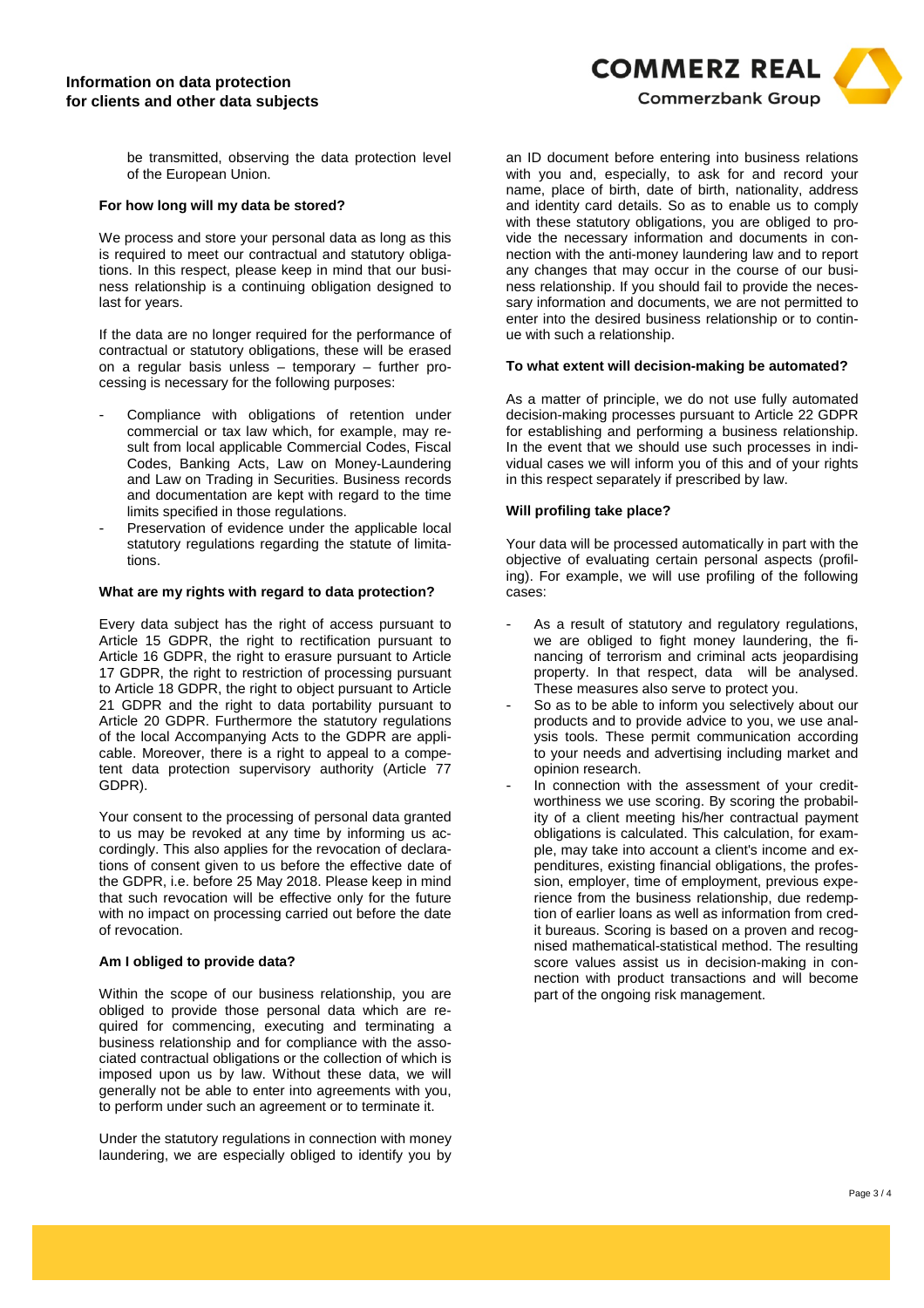be transmitted, observing the data protection level of the European Union.

**For how long will my data be stored?**

We process and store your personal data as long as this is required to meet our contractual and statutory obligations. In this respect, please keep in mind that our business relationship is a continuing obligation designed to last for years.

If the data are no longer required for the performance of contractual or statutory obligations, these will be erased on a regular basis unless – temporary – further processing is necessary for the following purposes:

- Compliance with obligations of retention under commercial or tax law which, for example, may result from local applicable Commercial Codes, Fiscal Codes, Banking Acts, Law on Money-Laundering and Law on Trading in Securities. Business records and documentation are kept with regard to the time limits specified in those regulations.
- Preservation of evidence under the applicable local statutory regulations regarding the statute of limitations.

**What are my rights with regard to data protection?**

Every data subject has the right of access pursuant to Article 15 GDPR, the right to rectification pursuant to Article 16 GDPR, the right to erasure pursuant to Article 17 GDPR, the right to restriction of processing pursuant to Article 18 GDPR, the right to object pursuant to Article 21 GDPR and the right to data portability pursuant to Article 20 GDPR. Furthermore the statutory regulations of the local Accompanying Acts to the GDPR are applicable. Moreover, there is a right to appeal to a competent data protection supervisory authority (Article 77 GDPR).

Your consent to the processing of personal data granted to us may be revoked at any time by informing us accordingly. This also applies for the revocation of declarations of consent given to us before the effective date of the GDPR, i.e. before 25 May 2018. Please keep in mind that such revocation will be effective only for the future with no impact on processing carried out before the date of revocation.

**Am I obliged to provide data?**

Within the scope of our business relationship, you are obliged to provide those personal data which are required for commencing, executing and terminating a business relationship and for compliance with the associated contractual obligations or the collection of which is imposed upon us by law. Without these data, we will generally not be able to enter into agreements with you, to perform under such an agreement or to terminate it.

Under the statutory regulations in connection with money laundering, we are especially obliged to identify you by an ID document before entering into business relations with you and, especially, to ask for and record your name, place of birth, date of birth, nationality, address and identity card details. So as to enable us to comply with these statutory obligations, you are obliged to provide the necessary information and documents in connection with the anti-money laundering law and to report any changes that may occur in the course of our business relationship. If you should fail to provide the necessary information and documents, we are not permitted to enter into the desired business relationship or to continue with such a relationship.

**To what extent will decision-making be automated?**

As a matter of principle, we do not use fully automated decision-making processes pursuant to Article 22 GDPR for establishing and performing a business relationship. In the event that we should use such processes in individual cases we will inform you of this and of your rights in this respect separately if prescribed by law.

**Will profiling take place?**

Your data will be processed automatically in part with the objective of evaluating certain personal aspects (profiling). For example, we will use profiling of the following cases:

- As a result of statutory and regulatory regulations, we are obliged to fight money laundering, the financing of terrorism and criminal acts jeopardising property. In that respect, data will be analysed. These measures also serve to protect you.
- So as to be able to inform you selectively about our products and to provide advice to you, we use analysis tools. These permit communication according to your needs and advertising including market and opinion research.
- In connection with the assessment of your creditworthiness we use scoring. By scoring the probability of a client meeting his/her contractual payment obligations is calculated. This calculation, for example, may take into account a client's income and expenditures, existing financial obligations, the profession, employer, time of employment, previous experience from the business relationship, due redemption of earlier loans as well as information from credit bureaus. Scoring is based on a proven and recognised mathematical-statistical method. The resulting score values assist us in decision-making in connection with product transactions and will become part of the ongoing risk management.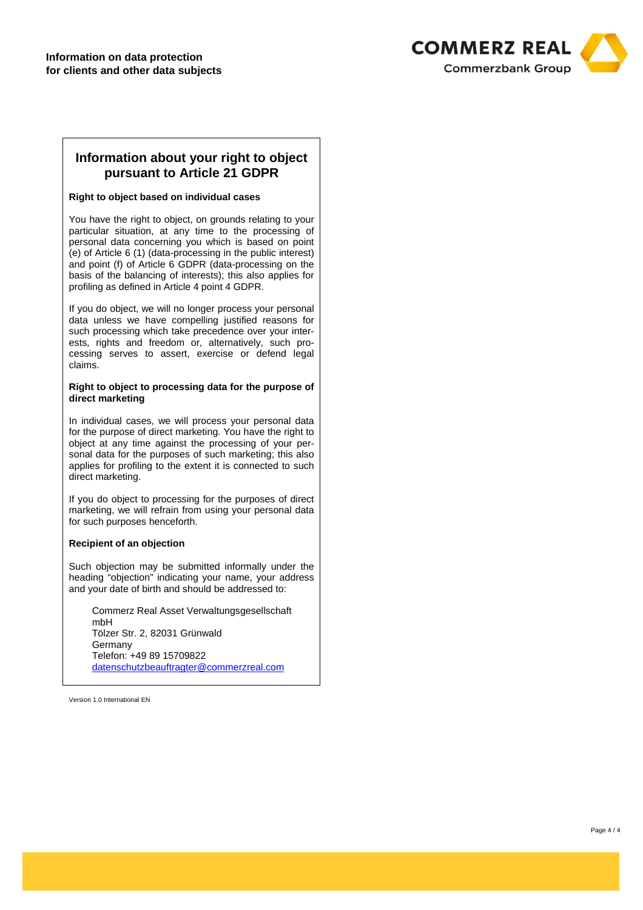## Information about your right to object pursuant to Article 21 GDPR

**Right to object based on individual cases**

You have the right to object, on grounds relating to your particular situation, at any time to the processing of personal data concerning you which is based on point (e) of Article 6 (1) (data-processing in the public interest) and point (f) of Article 6 GDPR (data-processing on the basis of the balancing of interests); this also applies for profiling as defined in Article 4 point 4 GDPR.

If you do object, we will no longer process your personal data unless we have compelling justified reasons for such processing which take precedence over your interests, rights and freedom or, alternatively, such processing serves to assert, exercise or defend legal claims.

**Right to object to processing data for the purpose of direct marketing**

In individual cases, we will process your personal data for the purpose of direct marketing. You have the right to object at any time against the processing of your personal data for the purposes of such marketing; this also applies for profiling to the extent it is connected to such direct marketing.

If you do object to processing for the purposes of direct marketing, we will refrain from using your personal data for such purposes henceforth.

**Recipient of an objection**

Such objection may be submitted informally under the heading "objection" indicating your name, your address and your date of birth and should be addressed to:

Commerz Real Asset Verwaltungsgesellschaft mbH
Tölzer Str. 2, 82031 Grünwald
Germany
Telefon: +49 89 15709822
datenschutzbeauftragter@commerzreal.com

Version 1.0 International EN